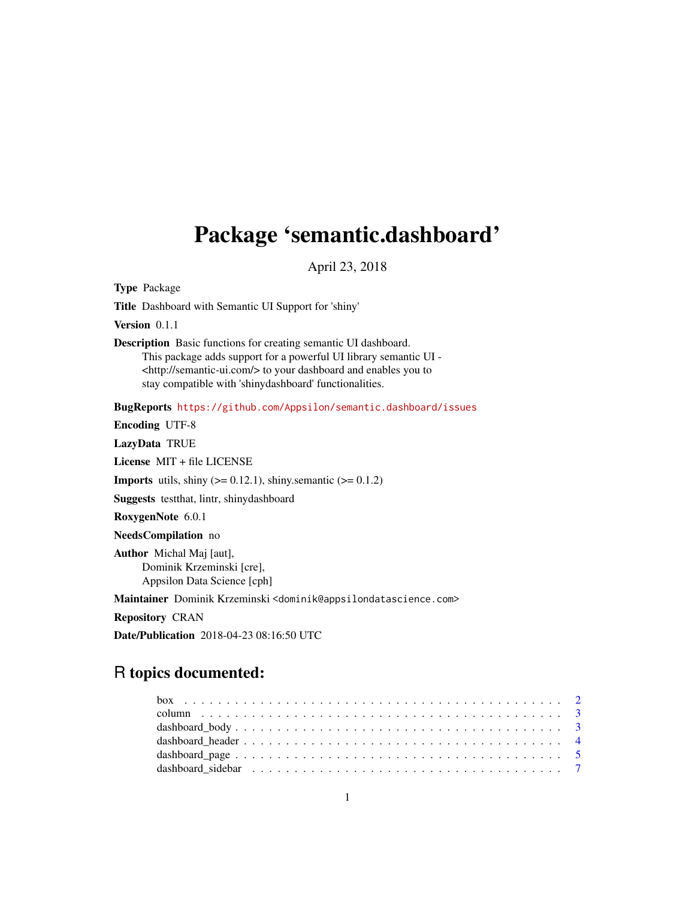# Package 'semantic.dashboard'

April 23, 2018

**Type** Package

**Title** Dashboard with Semantic UI Support for 'shiny'

**Version** 0.1.1

**Description** Basic functions for creating semantic UI dashboard.
This package adds support for a powerful UI library semantic UI -
<http://semantic-ui.com/> to your dashboard and enables you to
stay compatible with 'shinydashboard' functionalities.

**BugReports** https://github.com/Appsilon/semantic.dashboard/issues

**Encoding** UTF-8

**LazyData** TRUE

**License** MIT + file LICENSE

**Imports** utils, shiny (>= 0.12.1), shiny.semantic (>= 0.1.2)

**Suggests** testthat, lintr, shinydashboard

**RoxygenNote** 6.0.1

**NeedsCompilation** no

**Author** Michal Maj [aut],
Dominik Krzeminski [cre],
Appsilon Data Science [cph]

**Maintainer** Dominik Krzeminski <dominik@appsilondatascience.com>

**Repository** CRAN

**Date/Publication** 2018-04-23 08:16:50 UTC

## R topics documented:

- box . . . . . . . . . . . . . . . . . . . . . . . . . . . . . . . . . . . . . . . . . . . 2
- column . . . . . . . . . . . . . . . . . . . . . . . . . . . . . . . . . . . . . . . . . 3
- dashboard_body . . . . . . . . . . . . . . . . . . . . . . . . . . . . . . . . . . . . 3
- dashboard_header . . . . . . . . . . . . . . . . . . . . . . . . . . . . . . . . . . . 4
- dashboard_page . . . . . . . . . . . . . . . . . . . . . . . . . . . . . . . . . . . . 5
- dashboard_sidebar . . . . . . . . . . . . . . . . . . . . . . . . . . . . . . . . . . 7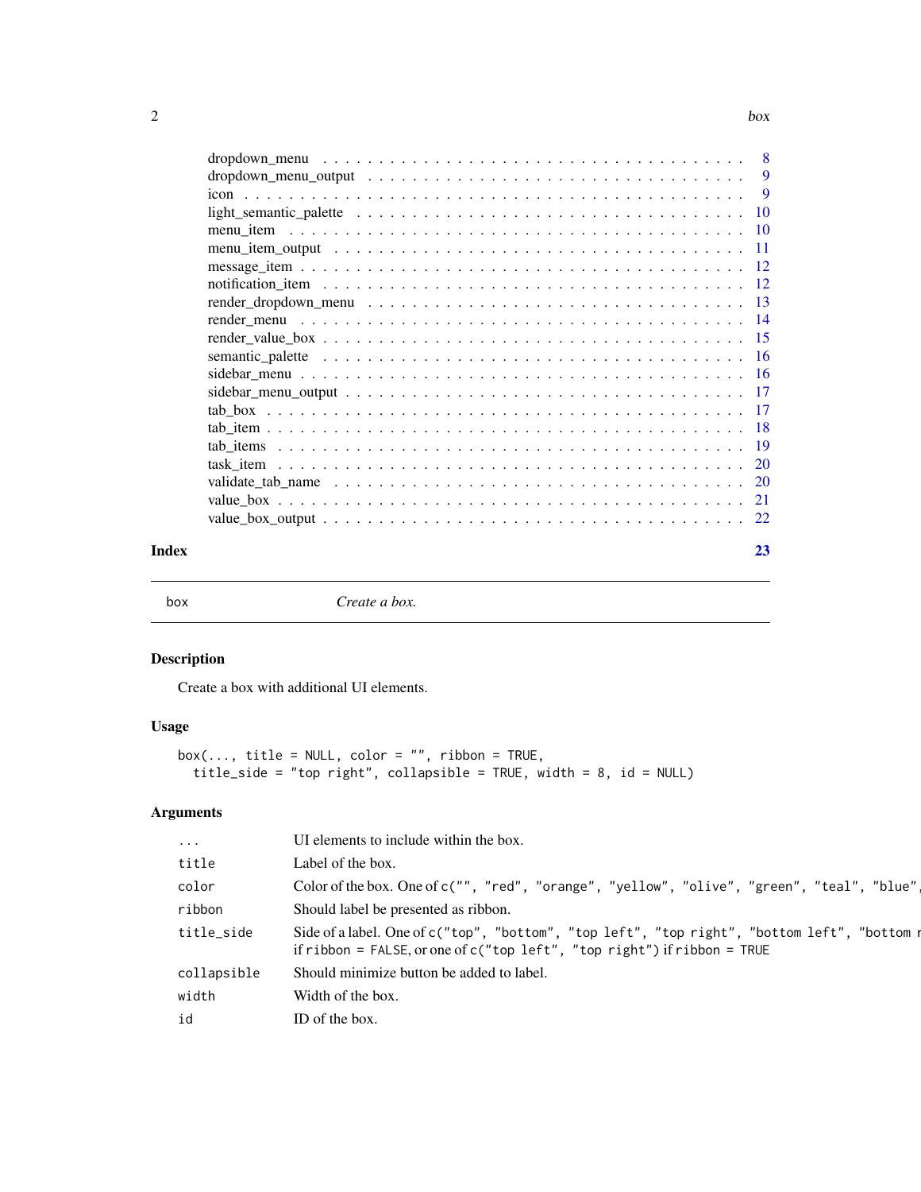dropdown_menu . . . . . . . . . . . . . . . . . . . . . . . . . . . . . . . . . . . . . . 8
dropdown_menu_output . . . . . . . . . . . . . . . . . . . . . . . . . . . . . . . . . . 9
icon . . . . . . . . . . . . . . . . . . . . . . . . . . . . . . . . . . . . . . . . . . . 9
light_semantic_palette . . . . . . . . . . . . . . . . . . . . . . . . . . . . . . . . . 10
menu_item . . . . . . . . . . . . . . . . . . . . . . . . . . . . . . . . . . . . . . . . 10
menu_item_output . . . . . . . . . . . . . . . . . . . . . . . . . . . . . . . . . . . . 11
message_item . . . . . . . . . . . . . . . . . . . . . . . . . . . . . . . . . . . . . . . 12
notification_item . . . . . . . . . . . . . . . . . . . . . . . . . . . . . . . . . . . . 12
render_dropdown_menu . . . . . . . . . . . . . . . . . . . . . . . . . . . . . . . . . . 13
render_menu . . . . . . . . . . . . . . . . . . . . . . . . . . . . . . . . . . . . . . . 14
render_value_box . . . . . . . . . . . . . . . . . . . . . . . . . . . . . . . . . . . . 15
semantic_palette . . . . . . . . . . . . . . . . . . . . . . . . . . . . . . . . . . . . 16
sidebar_menu . . . . . . . . . . . . . . . . . . . . . . . . . . . . . . . . . . . . . . 16
sidebar_menu_output . . . . . . . . . . . . . . . . . . . . . . . . . . . . . . . . . . 17
tab_box . . . . . . . . . . . . . . . . . . . . . . . . . . . . . . . . . . . . . . . . . 17
tab_item . . . . . . . . . . . . . . . . . . . . . . . . . . . . . . . . . . . . . . . . . 18
tab_items . . . . . . . . . . . . . . . . . . . . . . . . . . . . . . . . . . . . . . . . 19
task_item . . . . . . . . . . . . . . . . . . . . . . . . . . . . . . . . . . . . . . . . 20
validate_tab_name . . . . . . . . . . . . . . . . . . . . . . . . . . . . . . . . . . . . 20
value_box . . . . . . . . . . . . . . . . . . . . . . . . . . . . . . . . . . . . . . . . 21
value_box_output . . . . . . . . . . . . . . . . . . . . . . . . . . . . . . . . . . . . 22

**Index** **23**

---

box *Create a box.*

---

## Description

Create a box with additional UI elements.

## Usage

```
box(..., title = NULL, color = "", ribbon = TRUE,
  title_side = "top right", collapsible = TRUE, width = 8, id = NULL)
```

## Arguments

| | |
|---|---|
| `...` | UI elements to include within the box. |
| `title` | Label of the box. |
| `color` | Color of the box. One of `c("", "red", "orange", "yellow", "olive", "green", "teal", "blue",` |
| `ribbon` | Should label be presented as ribbon. |
| `title_side` | Side of a label. One of `c("top", "bottom", "top left", "top right", "bottom left", "bottom r` if `ribbon = FALSE`, or one of `c("top left", "top right")` if `ribbon = TRUE` |
| `collapsible` | Should minimize button be added to label. |
| `width` | Width of the box. |
| `id` | ID of the box. |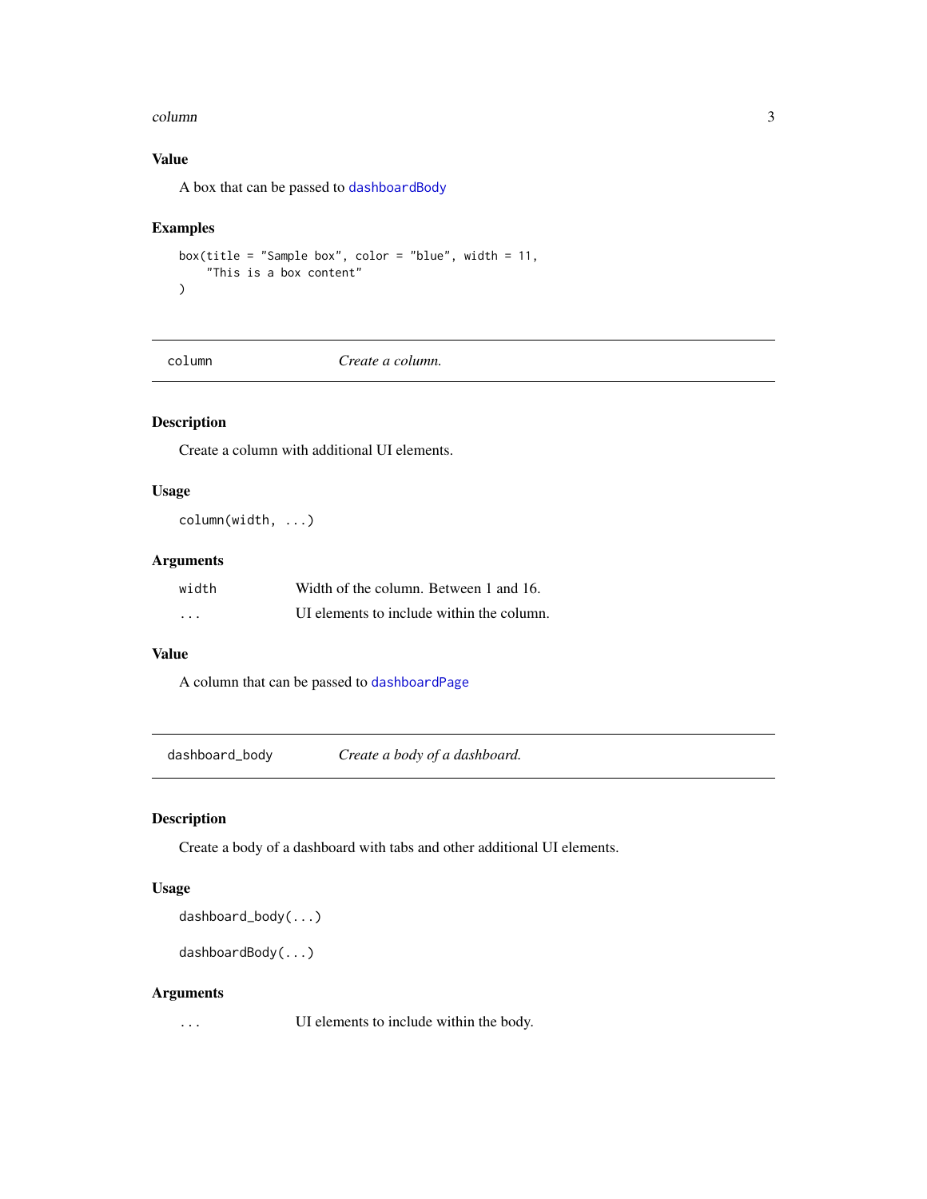### Value

A box that can be passed to `dashboardBody`

### Examples

```
box(title = "Sample box", color = "blue", width = 11,
    "This is a box content"
)
```

---

## column — *Create a column.*

---

### Description

Create a column with additional UI elements.

### Usage

```
column(width, ...)
```

### Arguments

| | |
|---|---|
| `width` | Width of the column. Between 1 and 16. |
| `...` | UI elements to include within the column. |

### Value

A column that can be passed to `dashboardPage`

---

## dashboard_body — *Create a body of a dashboard.*

---

### Description

Create a body of a dashboard with tabs and other additional UI elements.

### Usage

```
dashboard_body(...)

dashboardBody(...)
```

### Arguments

| | |
|---|---|
| `...` | UI elements to include within the body. |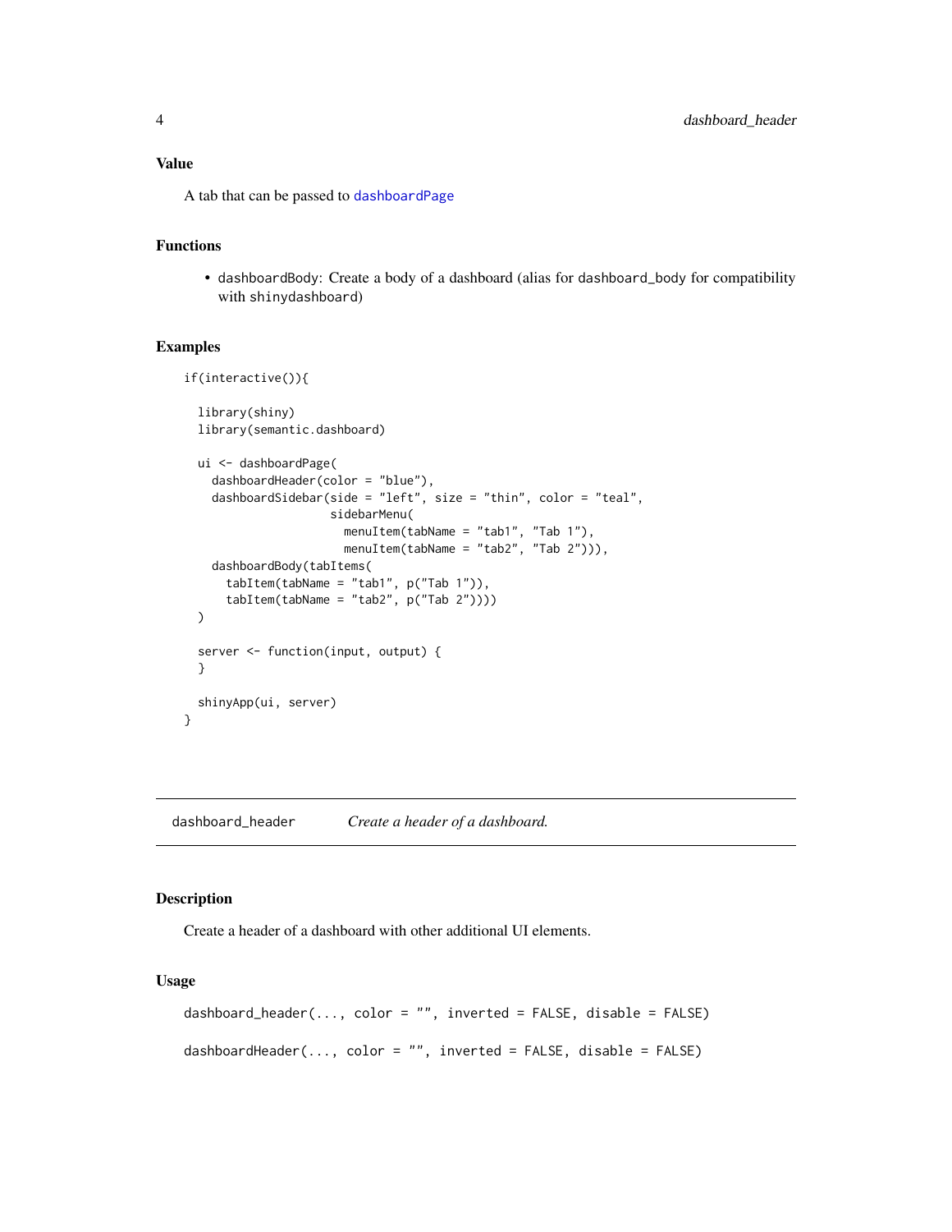### Value

A tab that can be passed to dashboardPage

### Functions

- dashboardBody: Create a body of a dashboard (alias for dashboard_body for compatibility with shinydashboard)

### Examples

```
if(interactive()){

  library(shiny)
  library(semantic.dashboard)

  ui <- dashboardPage(
    dashboardHeader(color = "blue"),
    dashboardSidebar(side = "left", size = "thin", color = "teal",
                     sidebarMenu(
                       menuItem(tabName = "tab1", "Tab 1"),
                       menuItem(tabName = "tab2", "Tab 2"))),
    dashboardBody(tabItems(
      tabItem(tabName = "tab1", p("Tab 1")),
      tabItem(tabName = "tab2", p("Tab 2"))))
  )

  server <- function(input, output) {
  }

  shinyApp(ui, server)
}
```

---

## dashboard_header *Create a header of a dashboard.*

### Description

Create a header of a dashboard with other additional UI elements.

### Usage

```
dashboard_header(..., color = "", inverted = FALSE, disable = FALSE)

dashboardHeader(..., color = "", inverted = FALSE, disable = FALSE)
```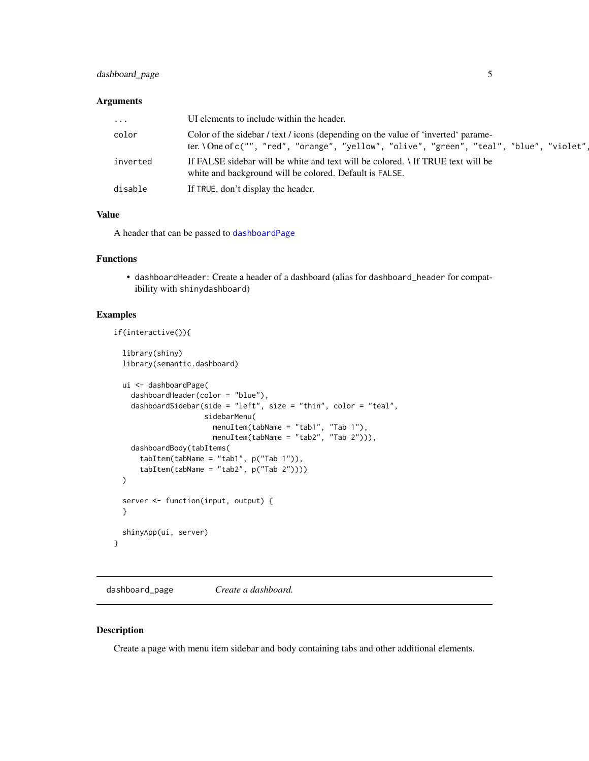### Arguments

| | |
|---|---|
| `...` | UI elements to include within the header. |
| `color` | Color of the sidebar / text / icons (depending on the value of ‘inverted‘ parameter. \ One of `c("", "red", "orange", "yellow", "olive", "green", "teal", "blue", "violet",` |
| `inverted` | If FALSE sidebar will be white and text will be colored. \ If TRUE text will be white and background will be colored. Default is `FALSE`. |
| `disable` | If `TRUE`, don’t display the header. |

### Value

A header that can be passed to `dashboardPage`

### Functions

- `dashboardHeader`: Create a header of a dashboard (alias for `dashboard_header` for compatibility with `shinydashboard`)

### Examples

```
if(interactive()){

  library(shiny)
  library(semantic.dashboard)

  ui <- dashboardPage(
    dashboardHeader(color = "blue"),
    dashboardSidebar(side = "left", size = "thin", color = "teal",
                     sidebarMenu(
                       menuItem(tabName = "tab1", "Tab 1"),
                       menuItem(tabName = "tab2", "Tab 2"))),
    dashboardBody(tabItems(
      tabItem(tabName = "tab1", p("Tab 1")),
      tabItem(tabName = "tab2", p("Tab 2"))))
  )

  server <- function(input, output) {
  }

  shinyApp(ui, server)
}
```

---

## dashboard_page *Create a dashboard.*

---

### Description

Create a page with menu item sidebar and body containing tabs and other additional elements.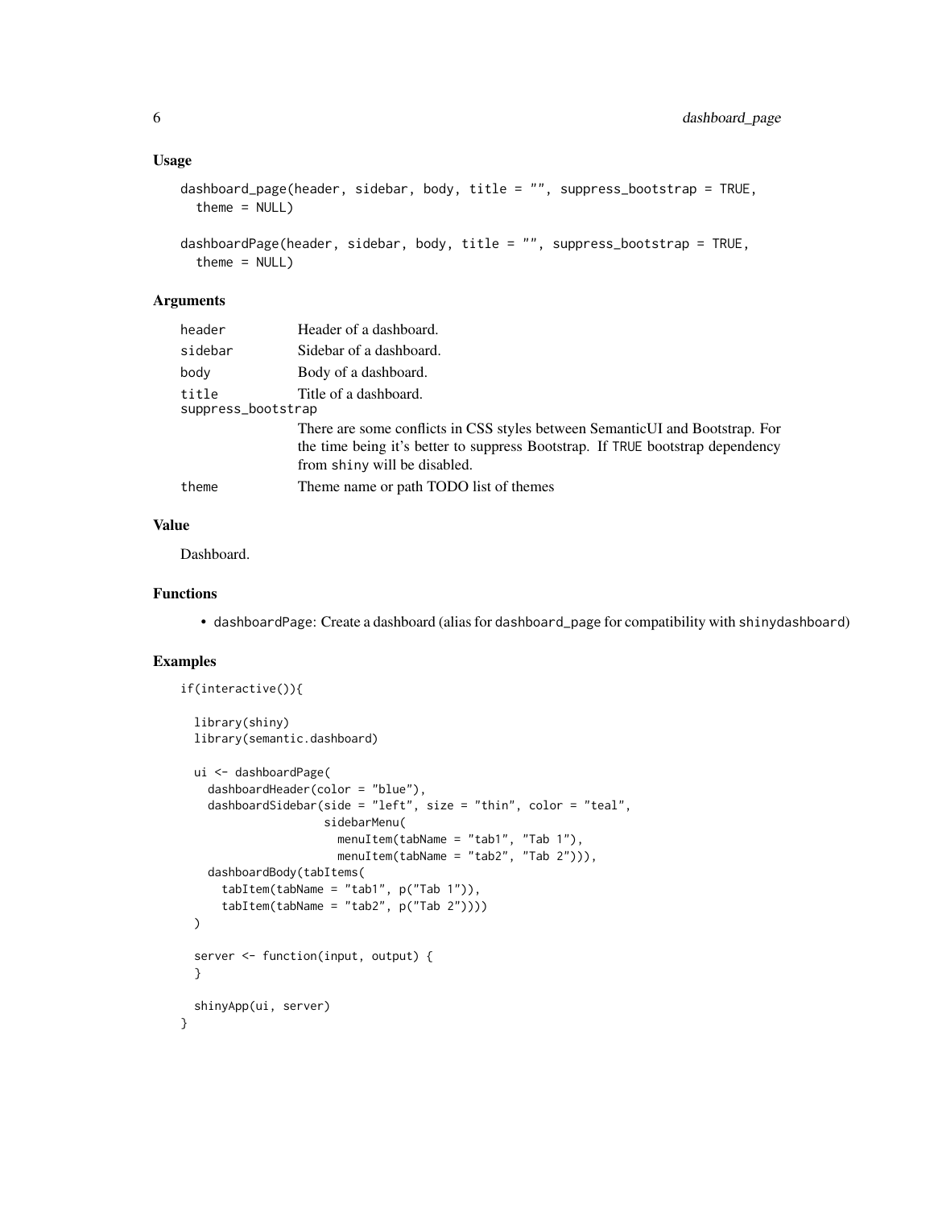## Usage

```
dashboard_page(header, sidebar, body, title = "", suppress_bootstrap = TRUE,
  theme = NULL)

dashboardPage(header, sidebar, body, title = "", suppress_bootstrap = TRUE,
  theme = NULL)
```

## Arguments

| Argument | Description |
|---|---|
| `header` | Header of a dashboard. |
| `sidebar` | Sidebar of a dashboard. |
| `body` | Body of a dashboard. |
| `title` | Title of a dashboard. |
| `suppress_bootstrap` | There are some conflicts in CSS styles between SemanticUI and Bootstrap. For the time being it's better to suppress Bootstrap. If `TRUE` bootstrap dependency from `shiny` will be disabled. |
| `theme` | Theme name or path TODO list of themes |

## Value

Dashboard.

## Functions

- `dashboardPage`: Create a dashboard (alias for `dashboard_page` for compatibility with `shinydashboard`)

## Examples

```
if(interactive()){

  library(shiny)
  library(semantic.dashboard)

  ui <- dashboardPage(
    dashboardHeader(color = "blue"),
    dashboardSidebar(side = "left", size = "thin", color = "teal",
                     sidebarMenu(
                       menuItem(tabName = "tab1", "Tab 1"),
                       menuItem(tabName = "tab2", "Tab 2"))),
    dashboardBody(tabItems(
      tabItem(tabName = "tab1", p("Tab 1")),
      tabItem(tabName = "tab2", p("Tab 2"))))
  )

  server <- function(input, output) {
  }

  shinyApp(ui, server)
}
```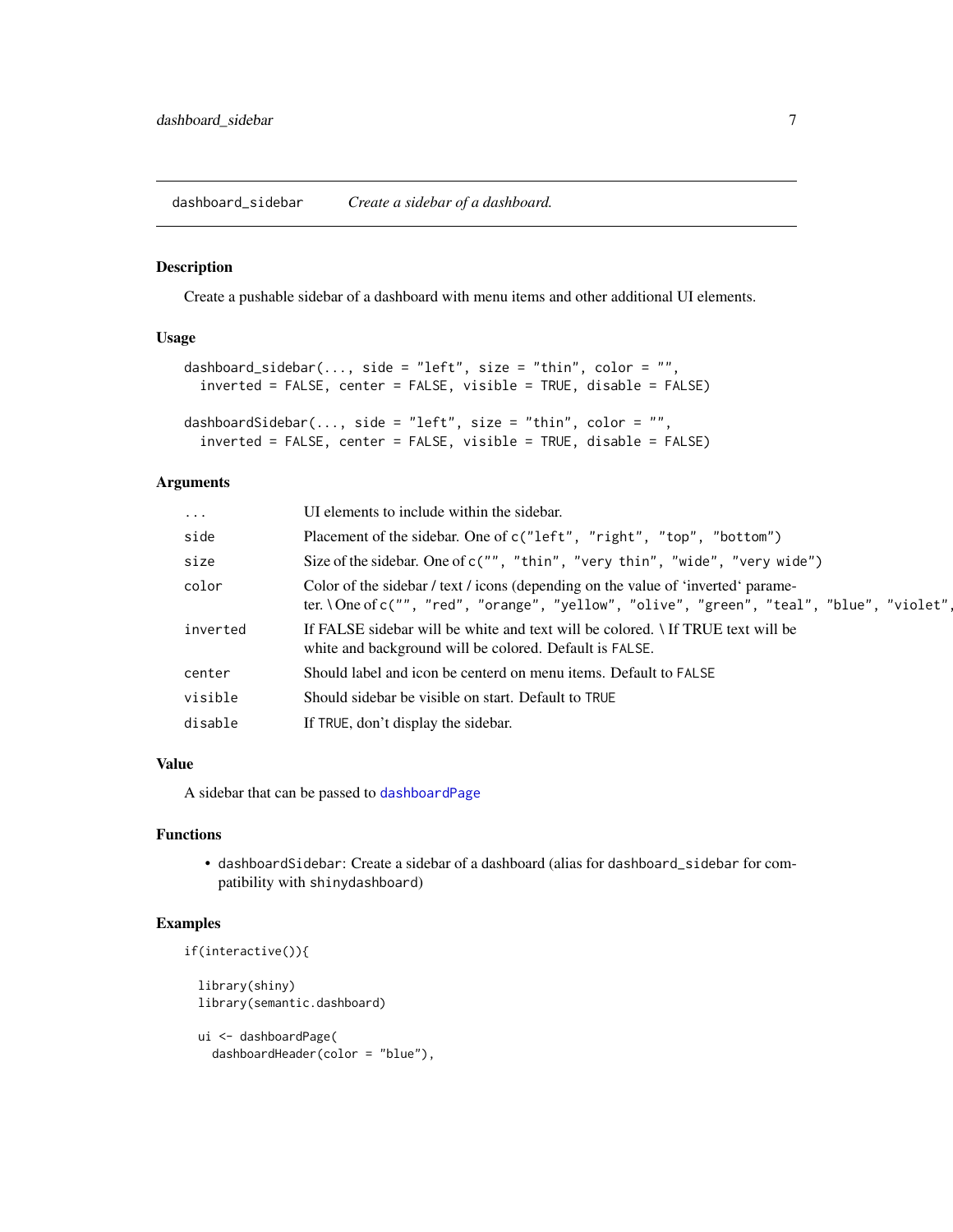## dashboard_sidebar *Create a sidebar of a dashboard.*

### Description

Create a pushable sidebar of a dashboard with menu items and other additional UI elements.

### Usage

```
dashboard_sidebar(..., side = "left", size = "thin", color = "",
  inverted = FALSE, center = FALSE, visible = TRUE, disable = FALSE)

dashboardSidebar(..., side = "left", size = "thin", color = "",
  inverted = FALSE, center = FALSE, visible = TRUE, disable = FALSE)
```

### Arguments

| | |
|---|---|
| `...` | UI elements to include within the sidebar. |
| `side` | Placement of the sidebar. One of `c("left", "right", "top", "bottom")` |
| `size` | Size of the sidebar. One of `c("", "thin", "very thin", "wide", "very wide")` |
| `color` | Color of the sidebar / text / icons (depending on the value of 'inverted' parameter. \ One of `c("", "red", "orange", "yellow", "olive", "green", "teal", "blue", "violet",` |
| `inverted` | If FALSE sidebar will be white and text will be colored. \ If TRUE text will be white and background will be colored. Default is `FALSE`. |
| `center` | Should label and icon be centerd on menu items. Default to `FALSE` |
| `visible` | Should sidebar be visible on start. Default to `TRUE` |
| `disable` | If `TRUE`, don't display the sidebar. |

### Value

A sidebar that can be passed to `dashboardPage`

### Functions

- `dashboardSidebar`: Create a sidebar of a dashboard (alias for `dashboard_sidebar` for compatibility with `shinydashboard`)

### Examples

```
if(interactive()){

  library(shiny)
  library(semantic.dashboard)

  ui <- dashboardPage(
    dashboardHeader(color = "blue"),
```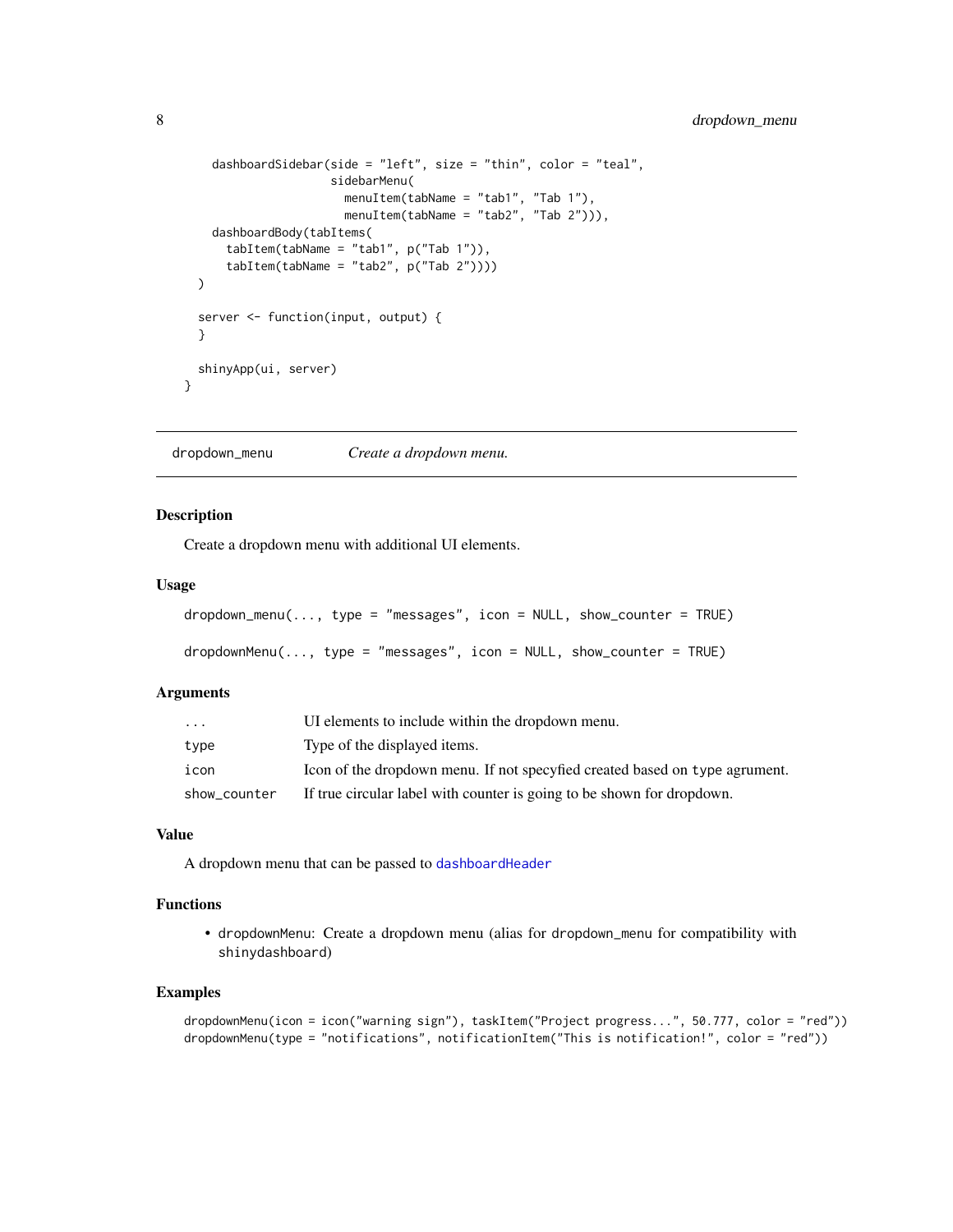```
    dashboardSidebar(side = "left", size = "thin", color = "teal",
                     sidebarMenu(
                       menuItem(tabName = "tab1", "Tab 1"),
                       menuItem(tabName = "tab2", "Tab 2"))),
    dashboardBody(tabItems(
      tabItem(tabName = "tab1", p("Tab 1")),
      tabItem(tabName = "tab2", p("Tab 2"))))
  )

  server <- function(input, output) {
  }

  shinyApp(ui, server)
}
```

## dropdown_menu — *Create a dropdown menu.*

### Description

Create a dropdown menu with additional UI elements.

### Usage

```
dropdown_menu(..., type = "messages", icon = NULL, show_counter = TRUE)

dropdownMenu(..., type = "messages", icon = NULL, show_counter = TRUE)
```

### Arguments

| | |
|---|---|
| `...` | UI elements to include within the dropdown menu. |
| `type` | Type of the displayed items. |
| `icon` | Icon of the dropdown menu. If not specyfied created based on `type` agrument. |
| `show_counter` | If true circular label with counter is going to be shown for dropdown. |

### Value

A dropdown menu that can be passed to `dashboardHeader`

### Functions

- `dropdownMenu`: Create a dropdown menu (alias for `dropdown_menu` for compatibility with `shinydashboard`)

### Examples

```
dropdownMenu(icon = icon("warning sign"), taskItem("Project progress...", 50.777, color = "red"))
dropdownMenu(type = "notifications", notificationItem("This is notification!", color = "red"))
```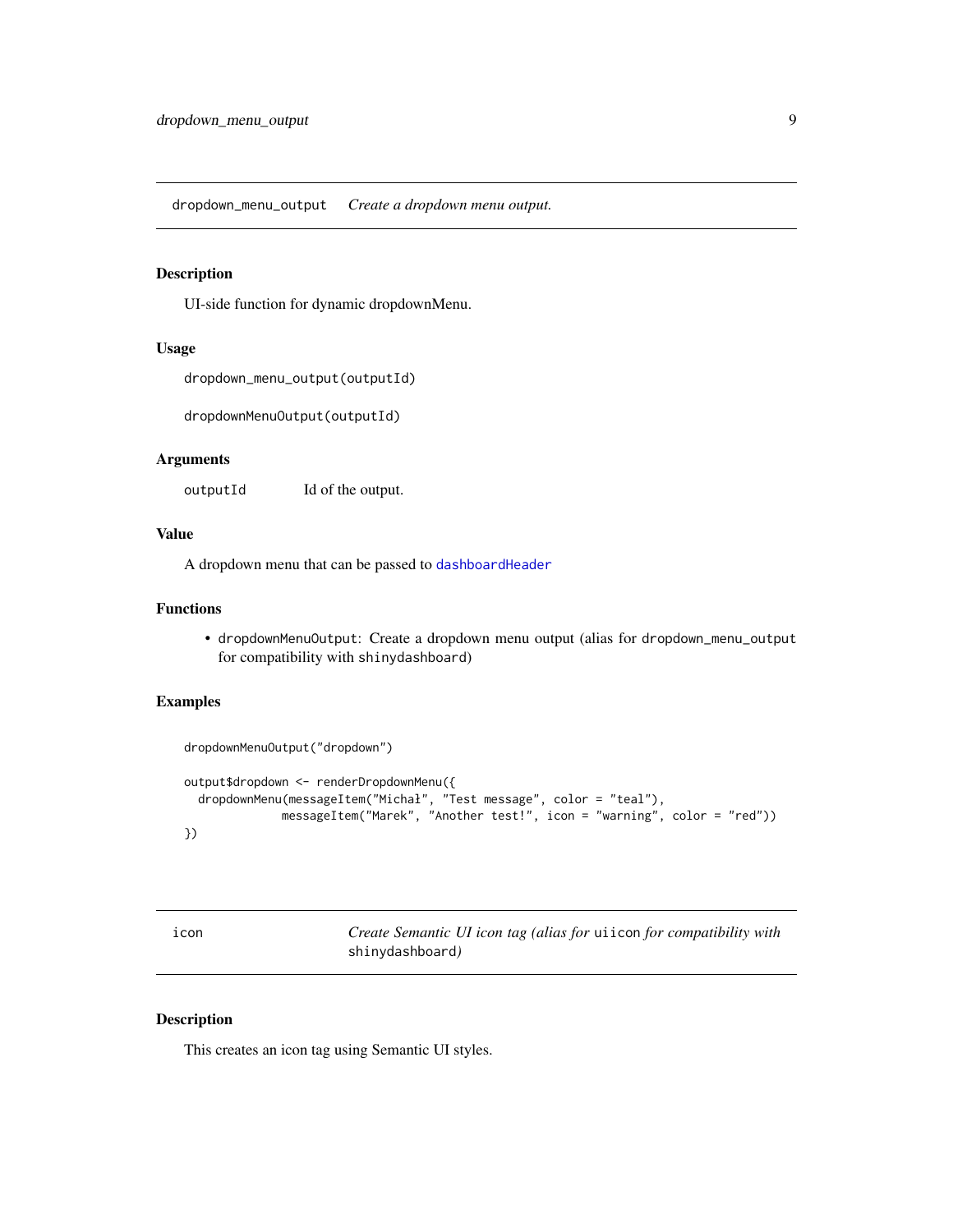## dropdown_menu_output — *Create a dropdown menu output.*

### Description

UI-side function for dynamic dropdownMenu.

### Usage

```
dropdown_menu_output(outputId)

dropdownMenuOutput(outputId)
```

### Arguments

| | |
|---|---|
| outputId | Id of the output. |

### Value

A dropdown menu that can be passed to `dashboardHeader`

### Functions

- `dropdownMenuOutput`: Create a dropdown menu output (alias for `dropdown_menu_output` for compatibility with `shinydashboard`)

### Examples

```
dropdownMenuOutput("dropdown")

output$dropdown <- renderDropdownMenu({
  dropdownMenu(messageItem("Michał", "Test message", color = "teal"),
               messageItem("Marek", "Another test!", icon = "warning", color = "red"))
})
```

## icon — *Create Semantic UI icon tag (alias for `uiicon` for compatibility with `shinydashboard`)*

### Description

This creates an icon tag using Semantic UI styles.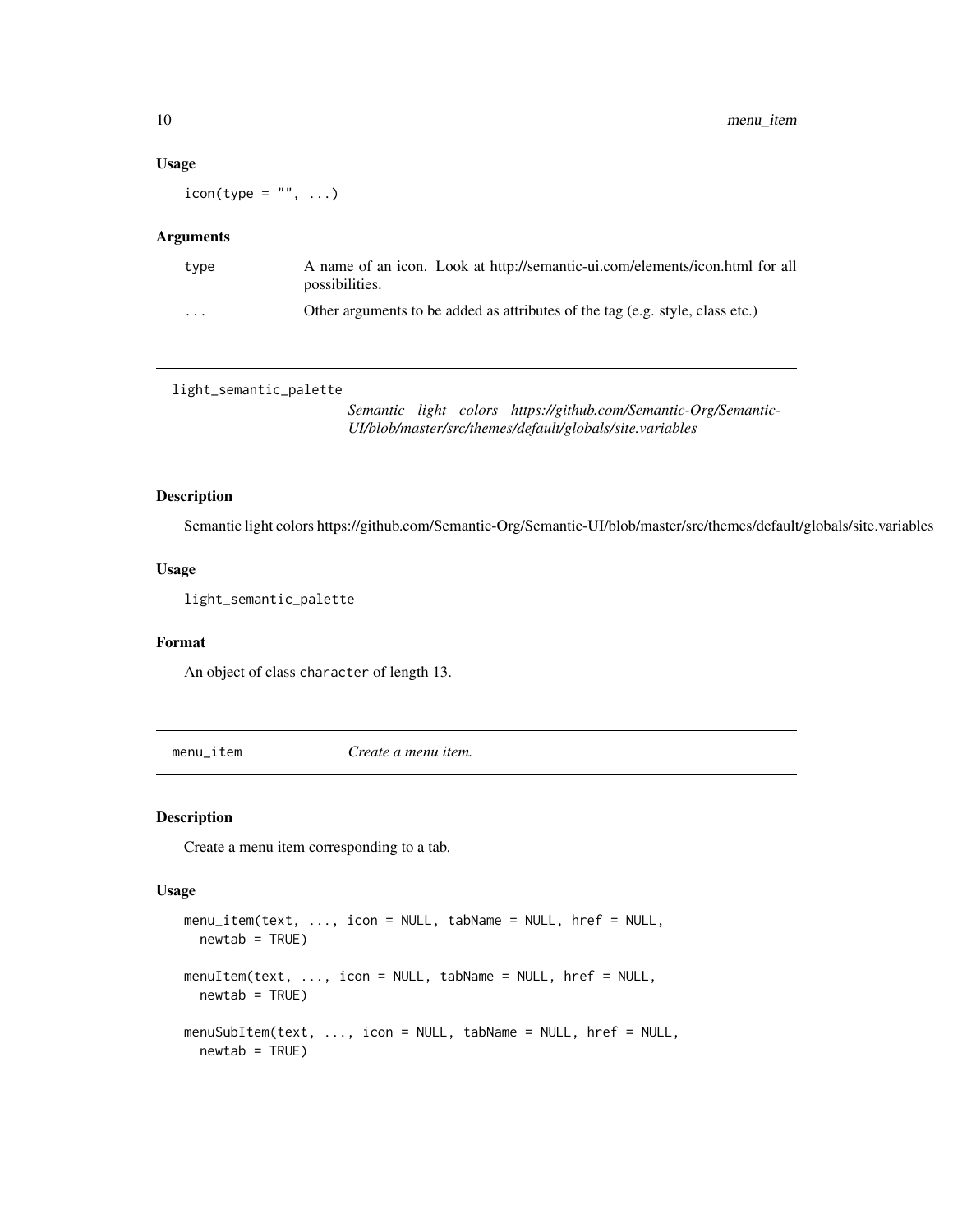### Usage

```
icon(type = "", ...)
```

### Arguments

| | |
|---|---|
| type | A name of an icon. Look at http://semantic-ui.com/elements/icon.html for all possibilities. |
| ... | Other arguments to be added as attributes of the tag (e.g. style, class etc.) |

---

## light_semantic_palette

*Semantic light colors https://github.com/Semantic-Org/Semantic-UI/blob/master/src/themes/default/globals/site.variables*

### Description

Semantic light colors https://github.com/Semantic-Org/Semantic-UI/blob/master/src/themes/default/globals/site.variables

### Usage

```
light_semantic_palette
```

### Format

An object of class character of length 13.

---

## menu_item

*Create a menu item.*

### Description

Create a menu item corresponding to a tab.

### Usage

```
menu_item(text, ..., icon = NULL, tabName = NULL, href = NULL,
  newtab = TRUE)

menuItem(text, ..., icon = NULL, tabName = NULL, href = NULL,
  newtab = TRUE)

menuSubItem(text, ..., icon = NULL, tabName = NULL, href = NULL,
  newtab = TRUE)
```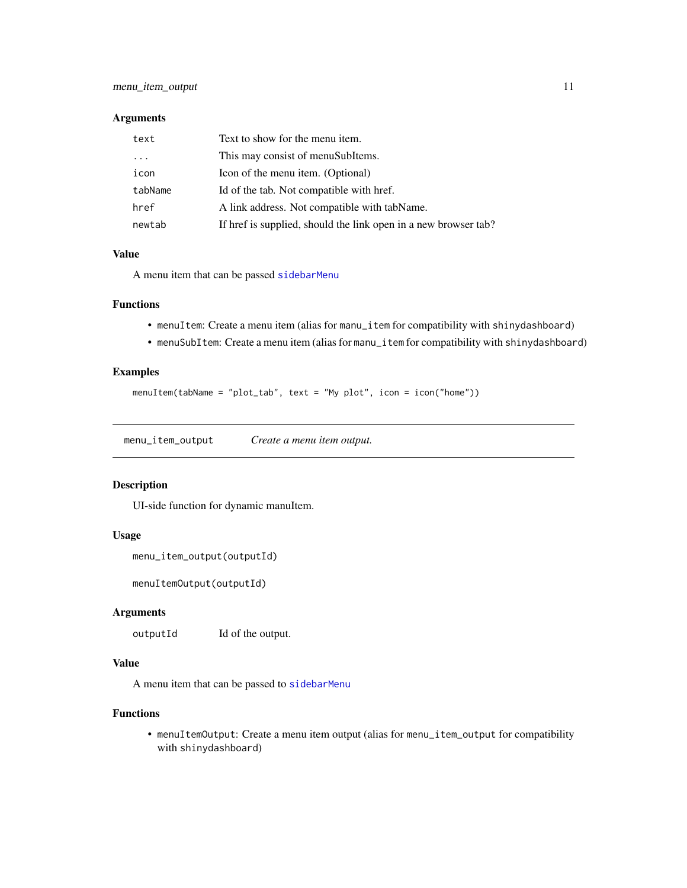### Arguments

| | |
|---|---|
| `text` | Text to show for the menu item. |
| `...` | This may consist of menuSubItems. |
| `icon` | Icon of the menu item. (Optional) |
| `tabName` | Id of the tab. Not compatible with href. |
| `href` | A link address. Not compatible with tabName. |
| `newtab` | If href is supplied, should the link open in a new browser tab? |

### Value

A menu item that can be passed sidebarMenu

### Functions

- `menuItem`: Create a menu item (alias for `manu_item` for compatibility with `shinydashboard`)
- `menuSubItem`: Create a menu item (alias for `manu_item` for compatibility with `shinydashboard`)

### Examples

```
menuItem(tabName = "plot_tab", text = "My plot", icon = icon("home"))
```

---

## `menu_item_output` *Create a menu item output.*

---

### Description

UI-side function for dynamic manuItem.

### Usage

```
menu_item_output(outputId)

menuItemOutput(outputId)
```

### Arguments

| | |
|---|---|
| `outputId` | Id of the output. |

### Value

A menu item that can be passed to sidebarMenu

### Functions

- `menuItemOutput`: Create a menu item output (alias for `menu_item_output` for compatibility with `shinydashboard`)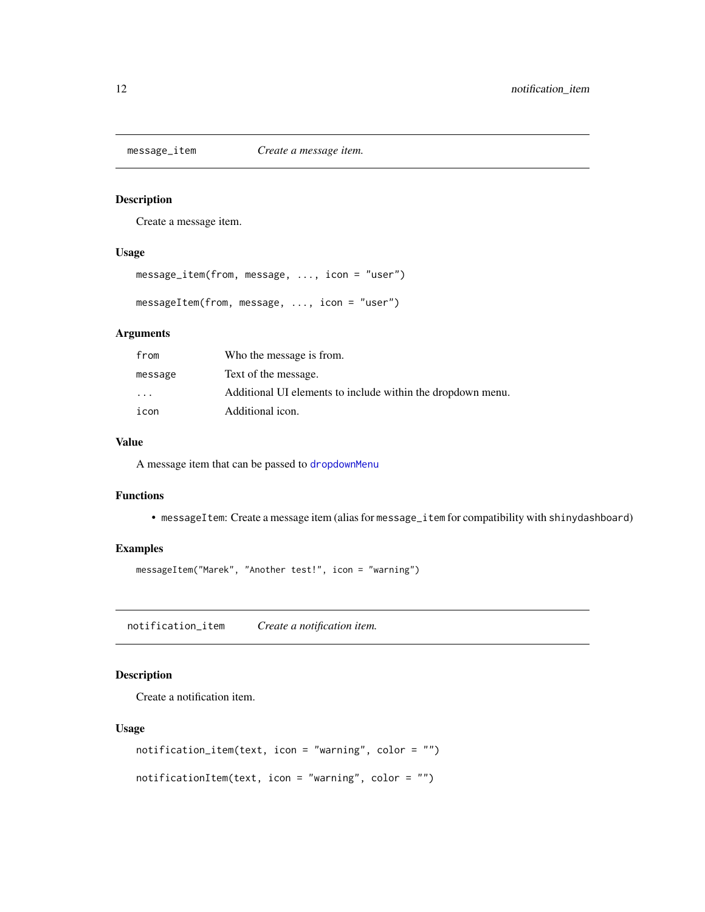## message_item — *Create a message item.*

### Description

Create a message item.

### Usage

```
message_item(from, message, ..., icon = "user")

messageItem(from, message, ..., icon = "user")
```

### Arguments

| | |
|---|---|
| from | Who the message is from. |
| message | Text of the message. |
| ... | Additional UI elements to include within the dropdown menu. |
| icon | Additional icon. |

### Value

A message item that can be passed to dropdownMenu

### Functions

- messageItem: Create a message item (alias for message_item for compatibility with shinydashboard)

### Examples

```
messageItem("Marek", "Another test!", icon = "warning")
```

## notification_item — *Create a notification item.*

### Description

Create a notification item.

### Usage

```
notification_item(text, icon = "warning", color = "")

notificationItem(text, icon = "warning", color = "")
```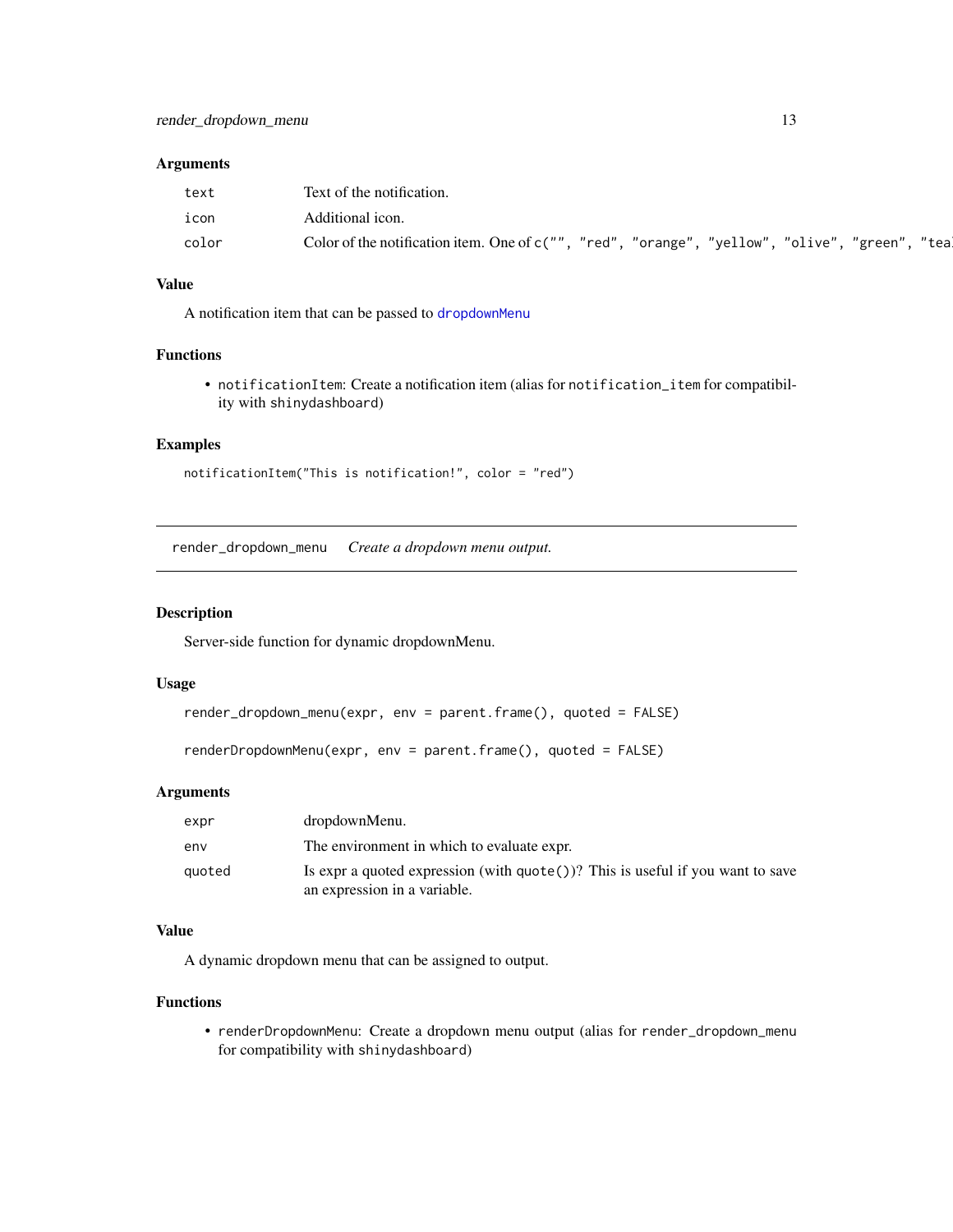### Arguments

| | |
|---|---|
| `text` | Text of the notification. |
| `icon` | Additional icon. |
| `color` | Color of the notification item. One of `c("", "red", "orange", "yellow", "olive", "green", "tea` |

### Value

A notification item that can be passed to `dropdownMenu`

### Functions

- `notificationItem`: Create a notification item (alias for `notification_item` for compatibility with `shinydashboard`)

### Examples

```
notificationItem("This is notification!", color = "red")
```

---

## `render_dropdown_menu` *Create a dropdown menu output.*

---

### Description

Server-side function for dynamic dropdownMenu.

### Usage

```
render_dropdown_menu(expr, env = parent.frame(), quoted = FALSE)

renderDropdownMenu(expr, env = parent.frame(), quoted = FALSE)
```

### Arguments

| | |
|---|---|
| `expr` | dropdownMenu. |
| `env` | The environment in which to evaluate expr. |
| `quoted` | Is expr a quoted expression (with `quote()`)? This is useful if you want to save an expression in a variable. |

### Value

A dynamic dropdown menu that can be assigned to output.

### Functions

- `renderDropdownMenu`: Create a dropdown menu output (alias for `render_dropdown_menu` for compatibility with `shinydashboard`)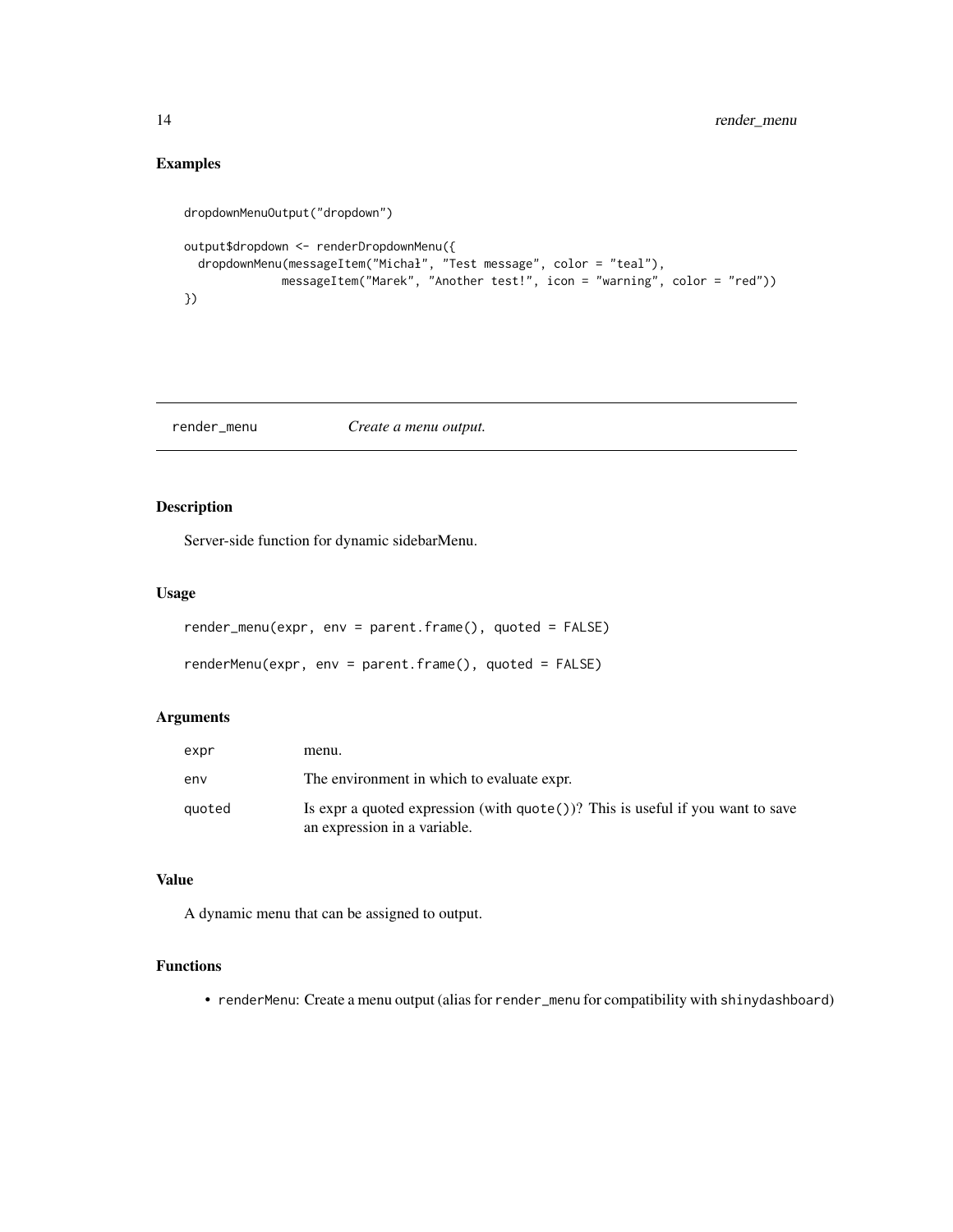## Examples

```
dropdownMenuOutput("dropdown")

output$dropdown <- renderDropdownMenu({
  dropdownMenu(messageItem("Michał", "Test message", color = "teal"),
               messageItem("Marek", "Another test!", icon = "warning", color = "red"))
})
```

---

`render_menu` *Create a menu output.*

---

## Description

Server-side function for dynamic sidebarMenu.

## Usage

```
render_menu(expr, env = parent.frame(), quoted = FALSE)

renderMenu(expr, env = parent.frame(), quoted = FALSE)
```

## Arguments

| | |
|---|---|
| `expr` | menu. |
| `env` | The environment in which to evaluate expr. |
| `quoted` | Is expr a quoted expression (with `quote()`)? This is useful if you want to save an expression in a variable. |

## Value

A dynamic menu that can be assigned to output.

## Functions

- `renderMenu`: Create a menu output (alias for `render_menu` for compatibility with `shinydashboard`)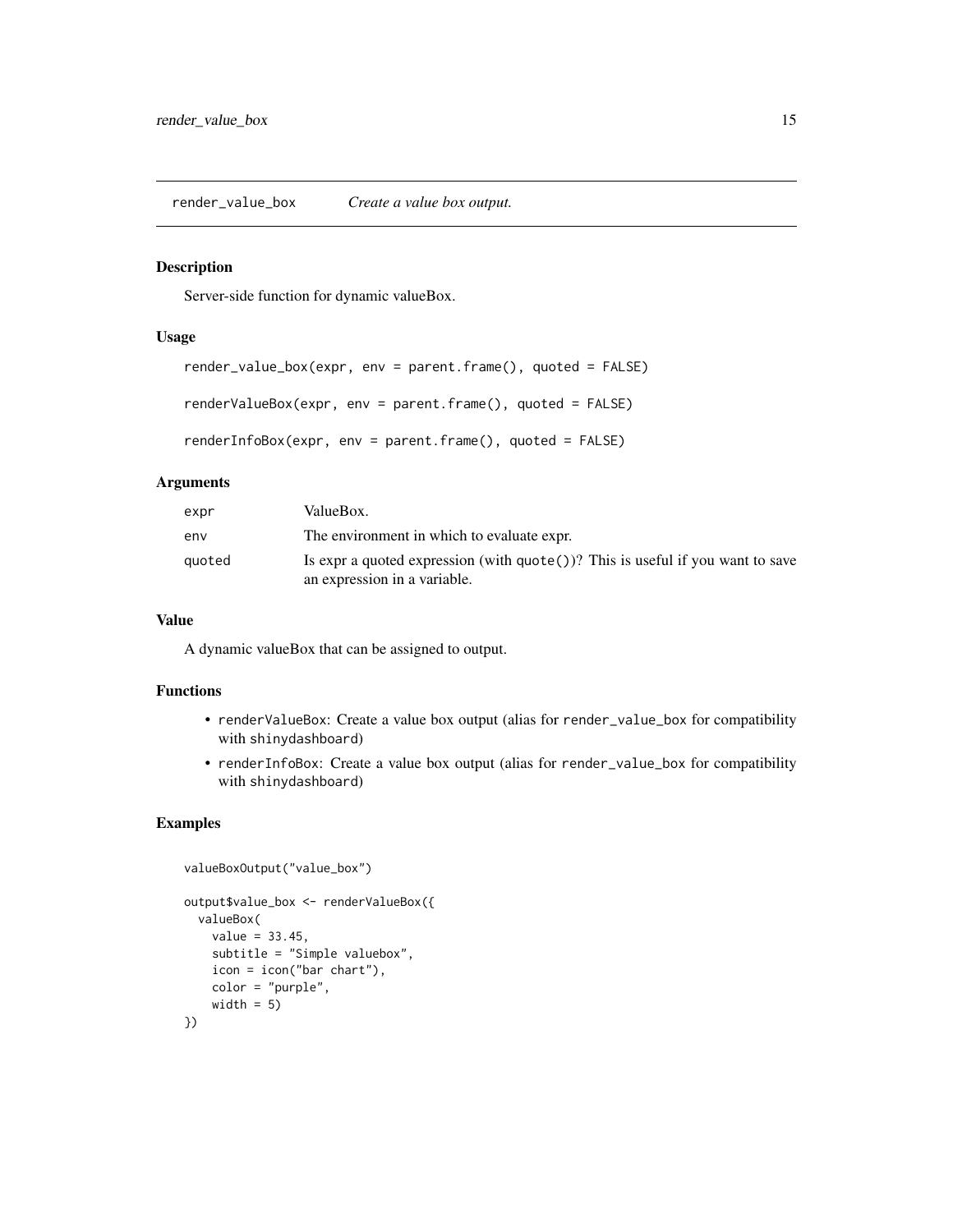`render_value_box` *Create a value box output.*

## Description

Server-side function for dynamic valueBox.

## Usage

```
render_value_box(expr, env = parent.frame(), quoted = FALSE)

renderValueBox(expr, env = parent.frame(), quoted = FALSE)

renderInfoBox(expr, env = parent.frame(), quoted = FALSE)
```

## Arguments

| | |
|---|---|
| `expr` | ValueBox. |
| `env` | The environment in which to evaluate expr. |
| `quoted` | Is expr a quoted expression (with `quote()`)? This is useful if you want to save an expression in a variable. |

## Value

A dynamic valueBox that can be assigned to output.

## Functions

- `renderValueBox`: Create a value box output (alias for `render_value_box` for compatibility with `shinydashboard`)
- `renderInfoBox`: Create a value box output (alias for `render_value_box` for compatibility with `shinydashboard`)

## Examples

```
valueBoxOutput("value_box")

output$value_box <- renderValueBox({
  valueBox(
    value = 33.45,
    subtitle = "Simple valuebox",
    icon = icon("bar chart"),
    color = "purple",
    width = 5)
})
```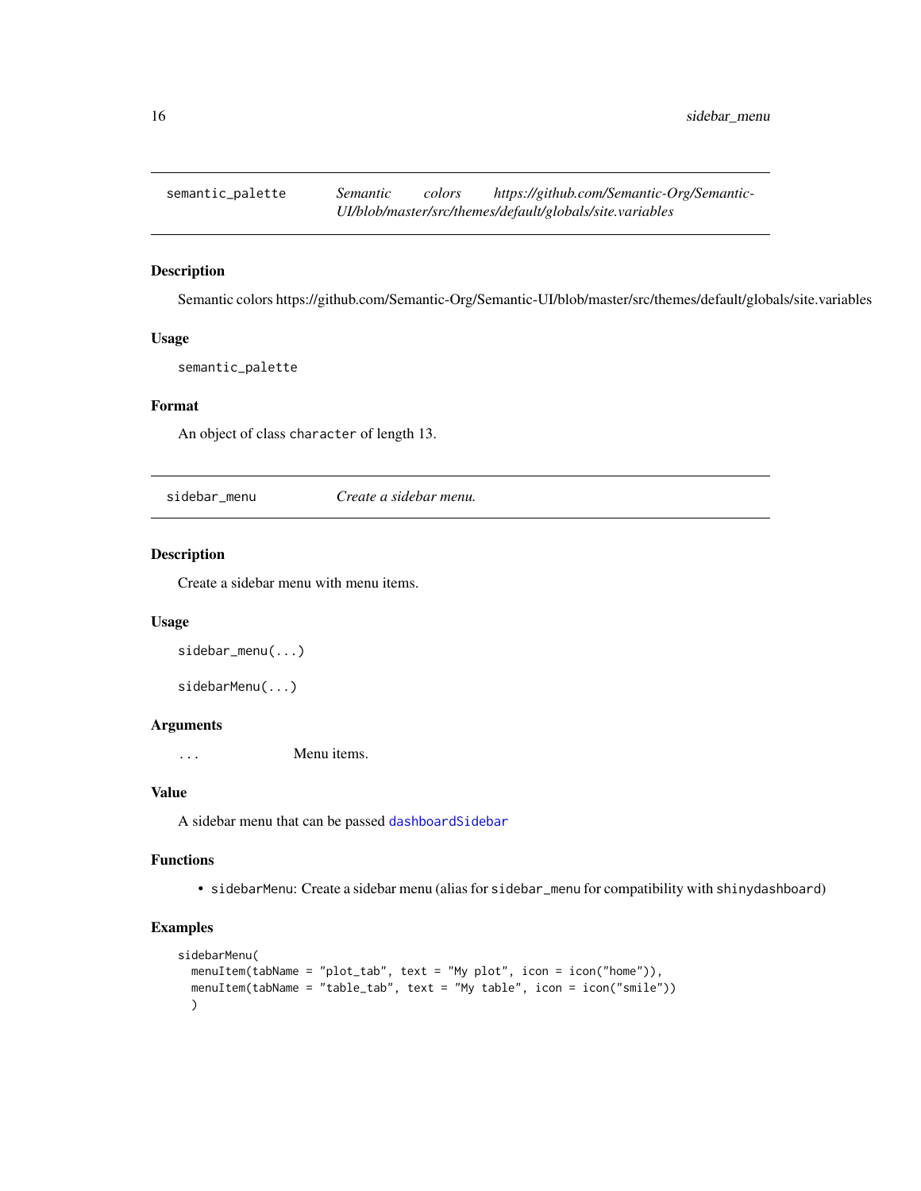## semantic_palette *Semantic colors https://github.com/Semantic-Org/Semantic-UI/blob/master/src/themes/default/globals/site.variables*

### Description

Semantic colors https://github.com/Semantic-Org/Semantic-UI/blob/master/src/themes/default/globals/site.variables

### Usage

```
semantic_palette
```

### Format

An object of class `character` of length 13.

## sidebar_menu *Create a sidebar menu.*

### Description

Create a sidebar menu with menu items.

### Usage

```
sidebar_menu(...)

sidebarMenu(...)
```

### Arguments

| | |
|---|---|
| ... | Menu items. |

### Value

A sidebar menu that can be passed `dashboardSidebar`

### Functions

- `sidebarMenu`: Create a sidebar menu (alias for `sidebar_menu` for compatibility with `shinydashboard`)

### Examples

```
sidebarMenu(
  menuItem(tabName = "plot_tab", text = "My plot", icon = icon("home")),
  menuItem(tabName = "table_tab", text = "My table", icon = icon("smile"))
  )
```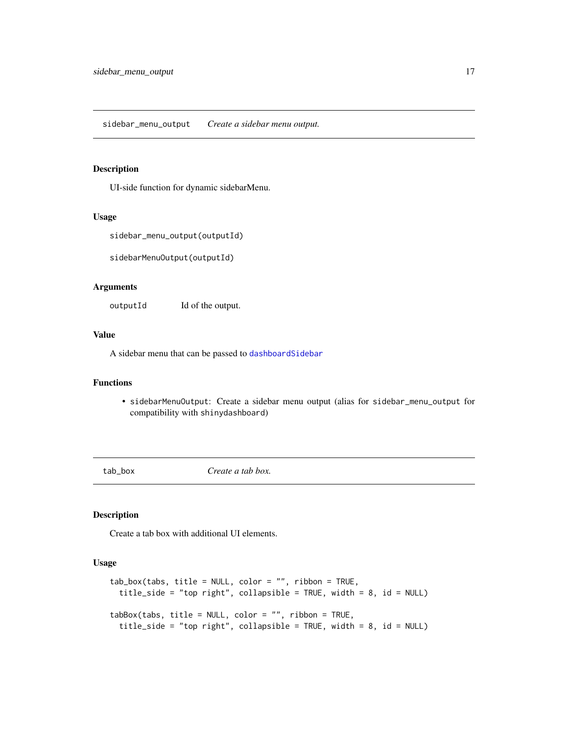## sidebar_menu_output — *Create a sidebar menu output.*

### Description

UI-side function for dynamic sidebarMenu.

### Usage

```
sidebar_menu_output(outputId)

sidebarMenuOutput(outputId)
```

### Arguments

| | |
|---|---|
| outputId | Id of the output. |

### Value

A sidebar menu that can be passed to `dashboardSidebar`

### Functions

- `sidebarMenuOutput`: Create a sidebar menu output (alias for `sidebar_menu_output` for compatibility with `shinydashboard`)

## tab_box — *Create a tab box.*

### Description

Create a tab box with additional UI elements.

### Usage

```
tab_box(tabs, title = NULL, color = "", ribbon = TRUE,
  title_side = "top right", collapsible = TRUE, width = 8, id = NULL)

tabBox(tabs, title = NULL, color = "", ribbon = TRUE,
  title_side = "top right", collapsible = TRUE, width = 8, id = NULL)
```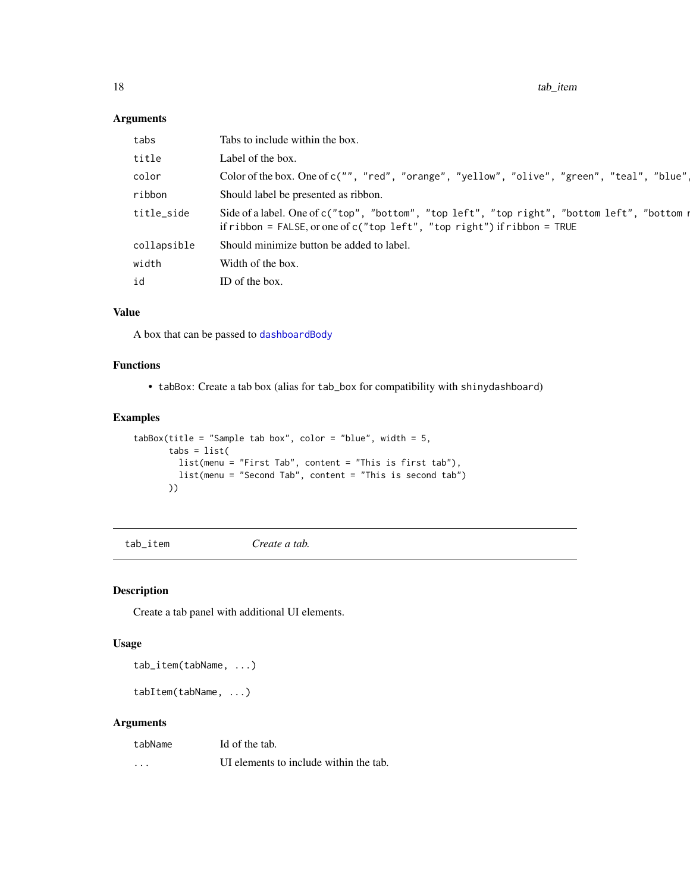## Arguments

| | |
|---|---|
| tabs | Tabs to include within the box. |
| title | Label of the box. |
| color | Color of the box. One of `c("", "red", "orange", "yellow", "olive", "green", "teal", "blue",` |
| ribbon | Should label be presented as ribbon. |
| title_side | Side of a label. One of `c("top", "bottom", "top left", "top right", "bottom left", "bottom r` if `ribbon = FALSE`, or one of `c("top left", "top right")` if `ribbon = TRUE` |
| collapsible | Should minimize button be added to label. |
| width | Width of the box. |
| id | ID of the box. |

## Value

A box that can be passed to `dashboardBody`

## Functions

- `tabBox`: Create a tab box (alias for `tab_box` for compatibility with `shinydashboard`)

## Examples

```
tabBox(title = "Sample tab box", color = "blue", width = 5,
       tabs = list(
         list(menu = "First Tab", content = "This is first tab"),
         list(menu = "Second Tab", content = "This is second tab")
       ))
```

---

# `tab_item` *Create a tab.*

## Description

Create a tab panel with additional UI elements.

## Usage

```
tab_item(tabName, ...)

tabItem(tabName, ...)
```

## Arguments

| | |
|---|---|
| tabName | Id of the tab. |
| ... | UI elements to include within the tab. |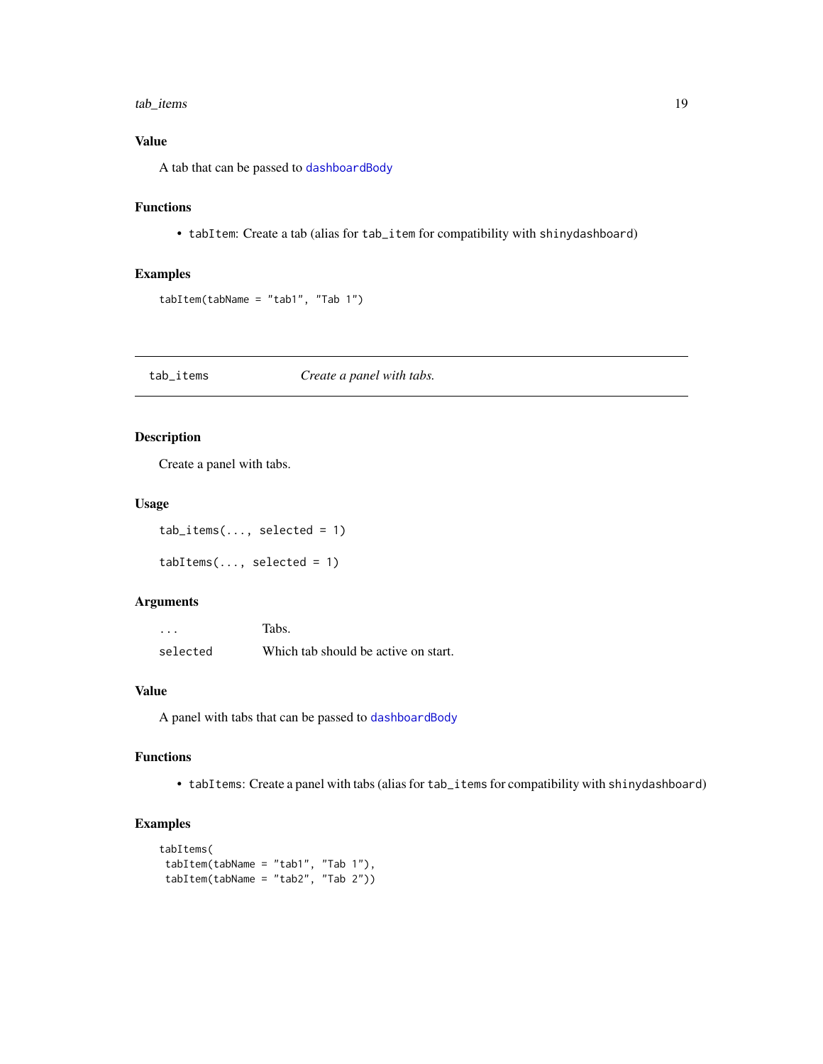### Value

A tab that can be passed to `dashboardBody`

### Functions

- `tabItem`: Create a tab (alias for `tab_item` for compatibility with `shinydashboard`)

### Examples

```
tabItem(tabName = "tab1", "Tab 1")
```

---

## tab_items — *Create a panel with tabs.*

---

### Description

Create a panel with tabs.

### Usage

```
tab_items(..., selected = 1)

tabItems(..., selected = 1)
```

### Arguments

| | |
|---|---|
| `...` | Tabs. |
| `selected` | Which tab should be active on start. |

### Value

A panel with tabs that can be passed to `dashboardBody`

### Functions

- `tabItems`: Create a panel with tabs (alias for `tab_items` for compatibility with `shinydashboard`)

### Examples

```
tabItems(
 tabItem(tabName = "tab1", "Tab 1"),
 tabItem(tabName = "tab2", "Tab 2"))
```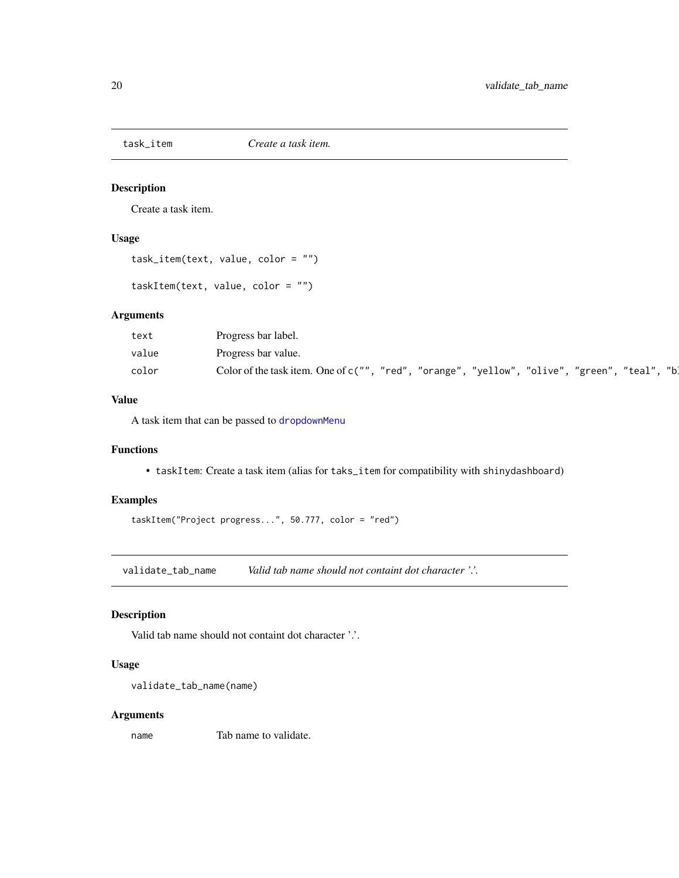## task_item — *Create a task item.*

### Description

Create a task item.

### Usage

```
task_item(text, value, color = "")

taskItem(text, value, color = "")
```

### Arguments

| | |
|---|---|
| `text` | Progress bar label. |
| `value` | Progress bar value. |
| `color` | Color of the task item. One of `c("", "red", "orange", "yellow", "olive", "green", "teal", "bl` |

### Value

A task item that can be passed to `dropdownMenu`

### Functions

- `taskItem`: Create a task item (alias for `taks_item` for compatibility with `shinydashboard`)

### Examples

```
taskItem("Project progress...", 50.777, color = "red")
```

## validate_tab_name — *Valid tab name should not containt dot character '.'.*

### Description

Valid tab name should not containt dot character '.'.

### Usage

```
validate_tab_name(name)
```

### Arguments

| | |
|---|---|
| `name` | Tab name to validate. |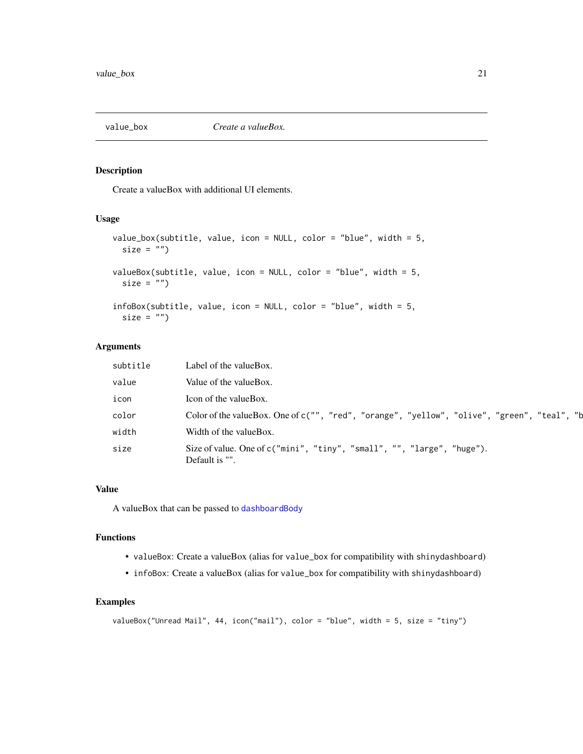## value_box — *Create a valueBox.*

### Description

Create a valueBox with additional UI elements.

### Usage

```
value_box(subtitle, value, icon = NULL, color = "blue", width = 5,
  size = "")

valueBox(subtitle, value, icon = NULL, color = "blue", width = 5,
  size = "")

infoBox(subtitle, value, icon = NULL, color = "blue", width = 5,
  size = "")
```

### Arguments

| | |
|---|---|
| `subtitle` | Label of the valueBox. |
| `value` | Value of the valueBox. |
| `icon` | Icon of the valueBox. |
| `color` | Color of the valueBox. One of `c("", "red", "orange", "yellow", "olive", "green", "teal", "b` |
| `width` | Width of the valueBox. |
| `size` | Size of value. One of `c("mini", "tiny", "small", "", "large", "huge")`. Default is "". |

### Value

A valueBox that can be passed to `dashboardBody`

### Functions

- `valueBox`: Create a valueBox (alias for `value_box` for compatibility with `shinydashboard`)
- `infoBox`: Create a valueBox (alias for `value_box` for compatibility with `shinydashboard`)

### Examples

```
valueBox("Unread Mail", 44, icon("mail"), color = "blue", width = 5, size = "tiny")
```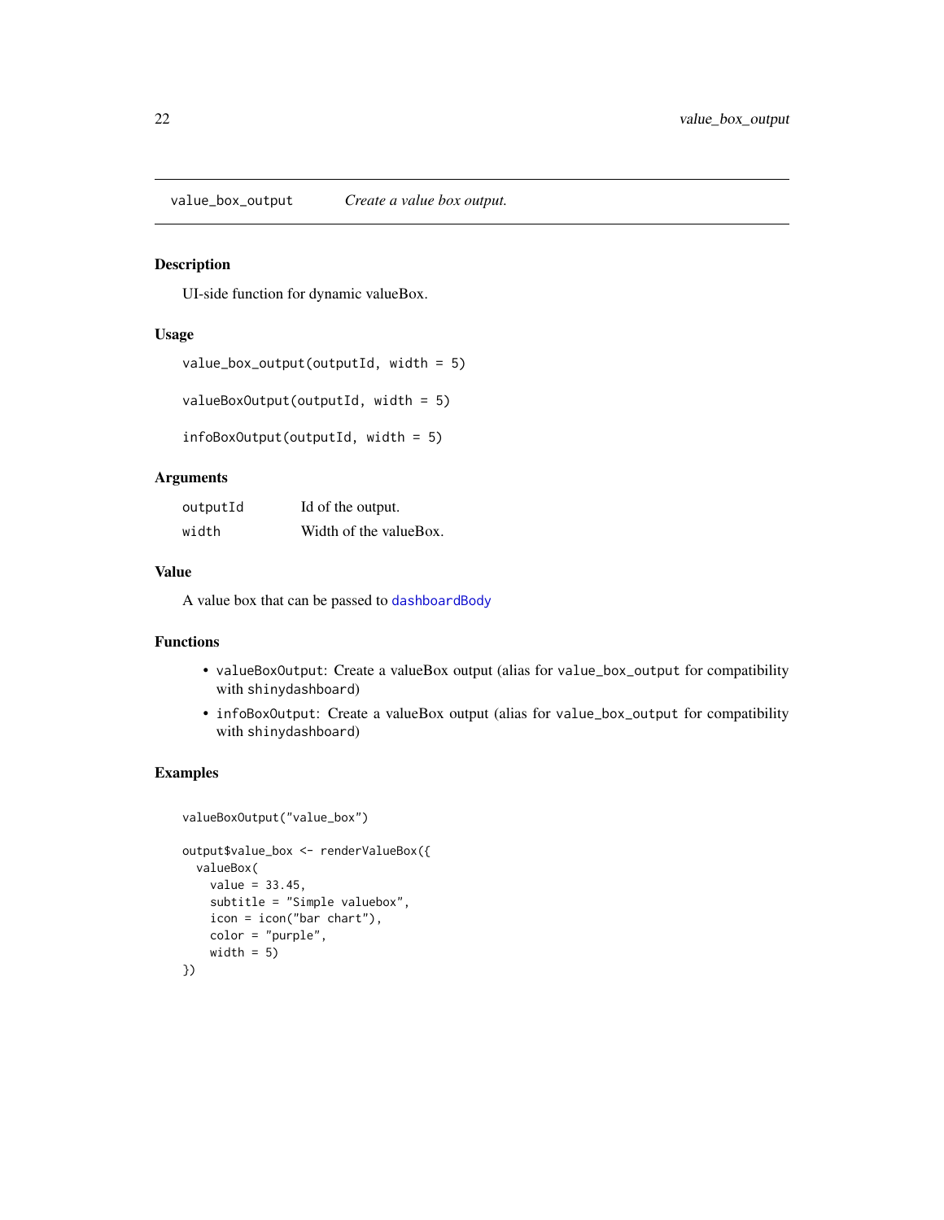## value_box_output — *Create a value box output.*

### Description

UI-side function for dynamic valueBox.

### Usage

```
value_box_output(outputId, width = 5)

valueBoxOutput(outputId, width = 5)

infoBoxOutput(outputId, width = 5)
```

### Arguments

| | |
|---|---|
| `outputId` | Id of the output. |
| `width` | Width of the valueBox. |

### Value

A value box that can be passed to `dashboardBody`

### Functions

- `valueBoxOutput`: Create a valueBox output (alias for `value_box_output` for compatibility with `shinydashboard`)
- `infoBoxOutput`: Create a valueBox output (alias for `value_box_output` for compatibility with `shinydashboard`)

### Examples

```
valueBoxOutput("value_box")

output$value_box <- renderValueBox({
  valueBox(
    value = 33.45,
    subtitle = "Simple valuebox",
    icon = icon("bar chart"),
    color = "purple",
    width = 5)
})
```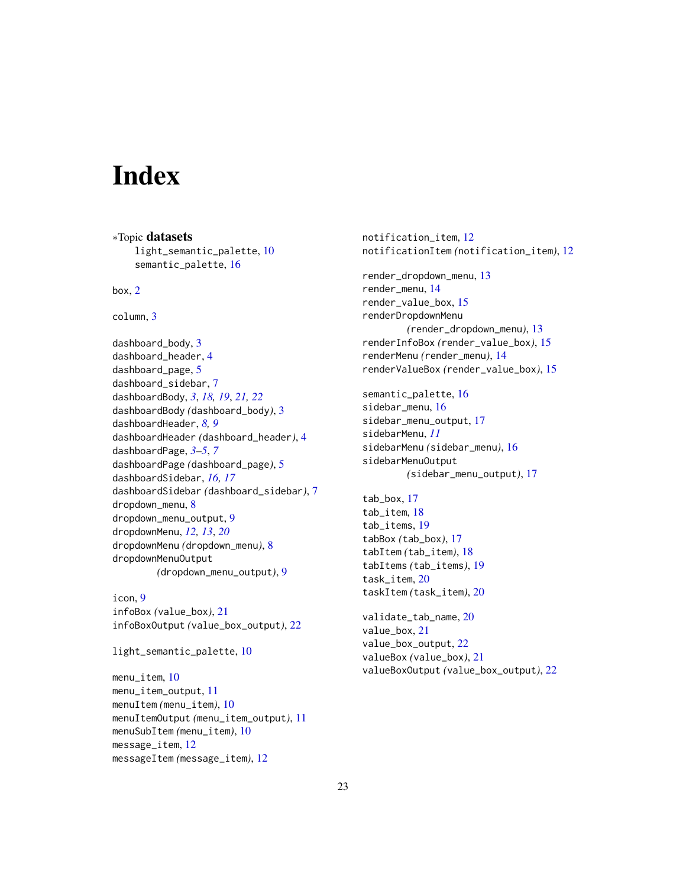# Index

∗Topic **datasets**

light_semantic_palette, 10
semantic_palette, 16

box, 2

column, 3

dashboard_body, 3
dashboard_header, 4
dashboard_page, 5
dashboard_sidebar, 7
dashboardBody, *3*, *18, 19*, *21, 22*
dashboardBody *(*dashboard_body*)*, 3
dashboardHeader, *8, 9*
dashboardHeader *(*dashboard_header*)*, 4
dashboardPage, *3–5*, *7*
dashboardPage *(*dashboard_page*)*, 5
dashboardSidebar, *16, 17*
dashboardSidebar *(*dashboard_sidebar*)*, 7
dropdown_menu, 8
dropdown_menu_output, 9
dropdownMenu, *12, 13*, *20*
dropdownMenu *(*dropdown_menu*)*, 8
dropdownMenuOutput
*(*dropdown_menu_output*)*, 9

icon, 9
infoBox *(*value_box*)*, 21
infoBoxOutput *(*value_box_output*)*, 22

light_semantic_palette, 10

menu_item, 10
menu_item_output, 11
menuItem *(*menu_item*)*, 10
menuItemOutput *(*menu_item_output*)*, 11
menuSubItem *(*menu_item*)*, 10
message_item, 12
messageItem *(*message_item*)*, 12

notification_item, 12
notificationItem *(*notification_item*)*, 12

render_dropdown_menu, 13
render_menu, 14
render_value_box, 15
renderDropdownMenu
*(*render_dropdown_menu*)*, 13
renderInfoBox *(*render_value_box*)*, 15
renderMenu *(*render_menu*)*, 14
renderValueBox *(*render_value_box*)*, 15

semantic_palette, 16
sidebar_menu, 16
sidebar_menu_output, 17
sidebarMenu, *11*
sidebarMenu *(*sidebar_menu*)*, 16
sidebarMenuOutput
*(*sidebar_menu_output*)*, 17

tab_box, 17
tab_item, 18
tab_items, 19
tabBox *(*tab_box*)*, 17
tabItem *(*tab_item*)*, 18
tabItems *(*tab_items*)*, 19
task_item, 20
taskItem *(*task_item*)*, 20

validate_tab_name, 20
value_box, 21
value_box_output, 22
valueBox *(*value_box*)*, 21
valueBoxOutput *(*value_box_output*)*, 22